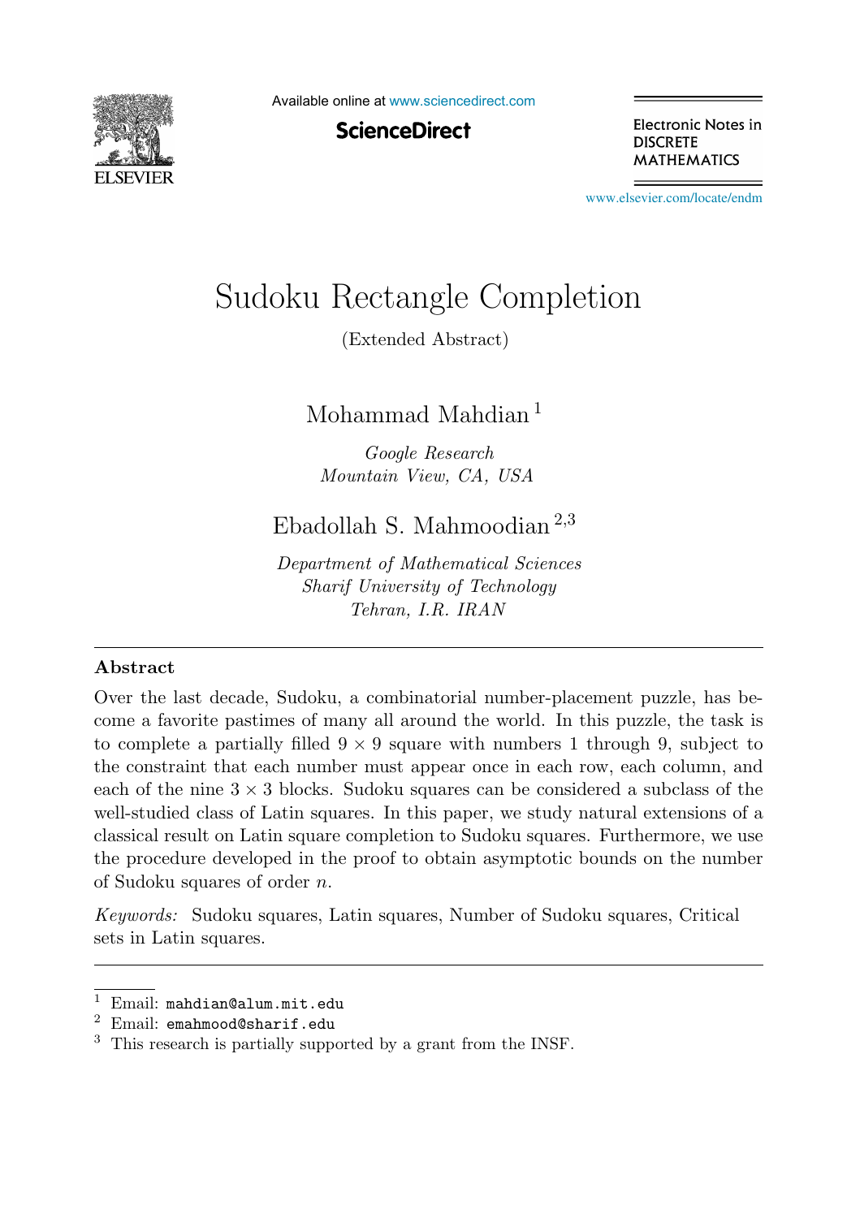# Sudoku Rectangle Completion

(Extended Abstract)

Mohammad Mahdian [1]

*Google Research*
*Mountain View, CA, USA*

Ebadollah S. Mahmoodian [2,3]

*Department of Mathematical Sciences*
*Sharif University of Technology*
*Tehran, I.R. IRAN*

## Abstract

Over the last decade, Sudoku, a combinatorial number-placement puzzle, has become a favorite pastimes of many all around the world. In this puzzle, the task is to complete a partially filled $9 \times 9$ square with numbers 1 through 9, subject to the constraint that each number must appear once in each row, each column, and each of the nine $3 \times 3$ blocks. Sudoku squares can be considered a subclass of the well-studied class of Latin squares. In this paper, we study natural extensions of a classical result on Latin square completion to Sudoku squares. Furthermore, we use the procedure developed in the proof to obtain asymptotic bounds on the number of Sudoku squares of order $n$.

*Keywords:* Sudoku squares, Latin squares, Number of Sudoku squares, Critical sets in Latin squares.

---

[1] Email: `mahdian@alum.mit.edu`

[2] Email: `emahmood@sharif.edu`

[3] This research is partially supported by a grant from the INSF.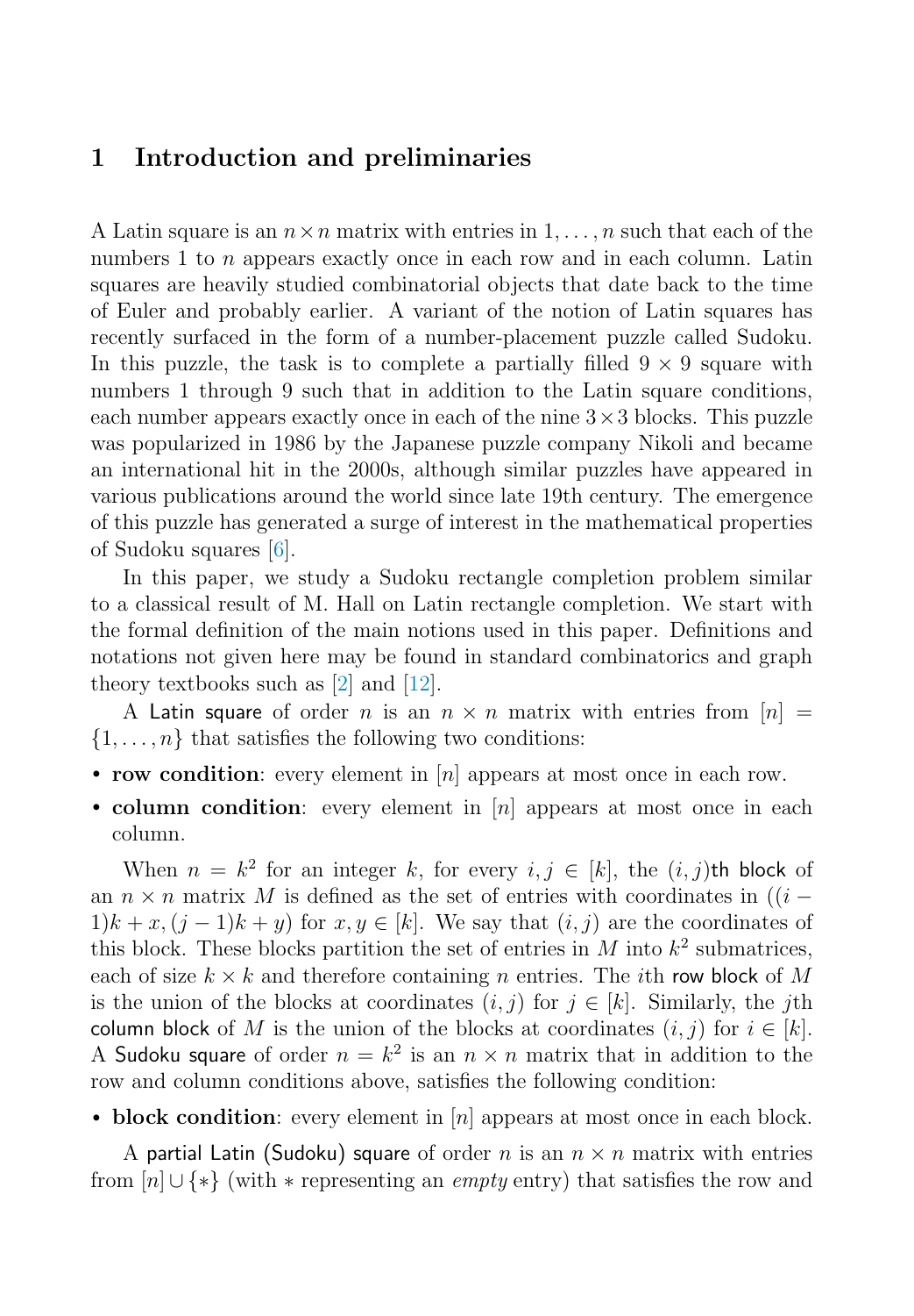## 1 Introduction and preliminaries

A Latin square is an $n \times n$ matrix with entries in $1, \ldots, n$ such that each of the numbers 1 to $n$ appears exactly once in each row and in each column. Latin squares are heavily studied combinatorial objects that date back to the time of Euler and probably earlier. A variant of the notion of Latin squares has recently surfaced in the form of a number-placement puzzle called Sudoku. In this puzzle, the task is to complete a partially filled $9 \times 9$ square with numbers 1 through 9 such that in addition to the Latin square conditions, each number appears exactly once in each of the nine $3 \times 3$ blocks. This puzzle was popularized in 1986 by the Japanese puzzle company Nikoli and became an international hit in the 2000s, although similar puzzles have appeared in various publications around the world since late 19th century. The emergence of this puzzle has generated a surge of interest in the mathematical properties of Sudoku squares [6].

In this paper, we study a Sudoku rectangle completion problem similar to a classical result of M. Hall on Latin rectangle completion. We start with the formal definition of the main notions used in this paper. Definitions and notations not given here may be found in standard combinatorics and graph theory textbooks such as [2] and [12].

A Latin square of order $n$ is an $n \times n$ matrix with entries from $[n] = \{1, \ldots, n\}$ that satisfies the following two conditions:

- **row condition**: every element in $[n]$ appears at most once in each row.
- **column condition**: every element in $[n]$ appears at most once in each column.

When $n = k^2$ for an integer $k$, for every $i, j \in [k]$, the $(i, j)$th block of an $n \times n$ matrix $M$ is defined as the set of entries with coordinates in $((i-1)k + x, (j-1)k + y)$ for $x, y \in [k]$. We say that $(i, j)$ are the coordinates of this block. These blocks partition the set of entries in $M$ into $k^2$ submatrices, each of size $k \times k$ and therefore containing $n$ entries. The $i$th row block of $M$ is the union of the blocks at coordinates $(i, j)$ for $j \in [k]$. Similarly, the $j$th column block of $M$ is the union of the blocks at coordinates $(i, j)$ for $i \in [k]$. A Sudoku square of order $n = k^2$ is an $n \times n$ matrix that in addition to the row and column conditions above, satisfies the following condition:

- **block condition**: every element in $[n]$ appears at most once in each block.

A partial Latin (Sudoku) square of order $n$ is an $n \times n$ matrix with entries from $[n] \cup \{*\}$ (with $*$ representing an *empty* entry) that satisfies the row and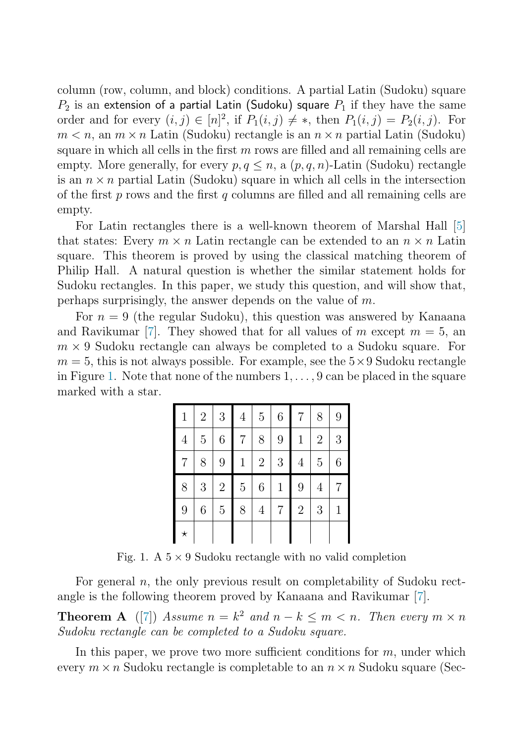column (row, column, and block) conditions. A partial Latin (Sudoku) square $P_2$ is an extension of a partial Latin (Sudoku) square $P_1$ if they have the same order and for every $(i,j) \in [n]^2$, if $P_1(i,j) \neq *$, then $P_1(i,j) = P_2(i,j)$. For $m < n$, an $m \times n$ Latin (Sudoku) rectangle is an $n \times n$ partial Latin (Sudoku) square in which all cells in the first $m$ rows are filled and all remaining cells are empty. More generally, for every $p, q \leq n$, a $(p,q,n)$-Latin (Sudoku) rectangle is an $n \times n$ partial Latin (Sudoku) square in which all cells in the intersection of the first $p$ rows and the first $q$ columns are filled and all remaining cells are empty.

For Latin rectangles there is a well-known theorem of Marshal Hall [5] that states: Every $m \times n$ Latin rectangle can be extended to an $n \times n$ Latin square. This theorem is proved by using the classical matching theorem of Philip Hall. A natural question is whether the similar statement holds for Sudoku rectangles. In this paper, we study this question, and will show that, perhaps surprisingly, the answer depends on the value of $m$.

For $n = 9$ (the regular Sudoku), this question was answered by Kanaana and Ravikumar [7]. They showed that for all values of $m$ except $m = 5$, an $m \times 9$ Sudoku rectangle can always be completed to a Sudoku square. For $m = 5$, this is not always possible. For example, see the $5 \times 9$ Sudoku rectangle in Figure 1. Note that none of the numbers $1, \ldots, 9$ can be placed in the square marked with a star.

| | | | | | | | | |
|---|---|---|---|---|---|---|---|---|
| 1 | 2 | 3 | 4 | 5 | 6 | 7 | 8 | 9 |
| 4 | 5 | 6 | 7 | 8 | 9 | 1 | 2 | 3 |
| 7 | 8 | 9 | 1 | 2 | 3 | 4 | 5 | 6 |
| 8 | 3 | 2 | 5 | 6 | 1 | 9 | 4 | 7 |
| 9 | 6 | 5 | 8 | 4 | 7 | 2 | 3 | 1 |
| ⋆ | | | | | | | | |

Fig. 1. A $5 \times 9$ Sudoku rectangle with no valid completion

For general $n$, the only previous result on completability of Sudoku rectangle is the following theorem proved by Kanaana and Ravikumar [7].

**Theorem A** ([7]) *Assume $n = k^2$ and $n - k \leq m < n$. Then every $m \times n$ Sudoku rectangle can be completed to a Sudoku square.*

In this paper, we prove two more sufficient conditions for $m$, under which every $m \times n$ Sudoku rectangle is completable to an $n \times n$ Sudoku square (Sec-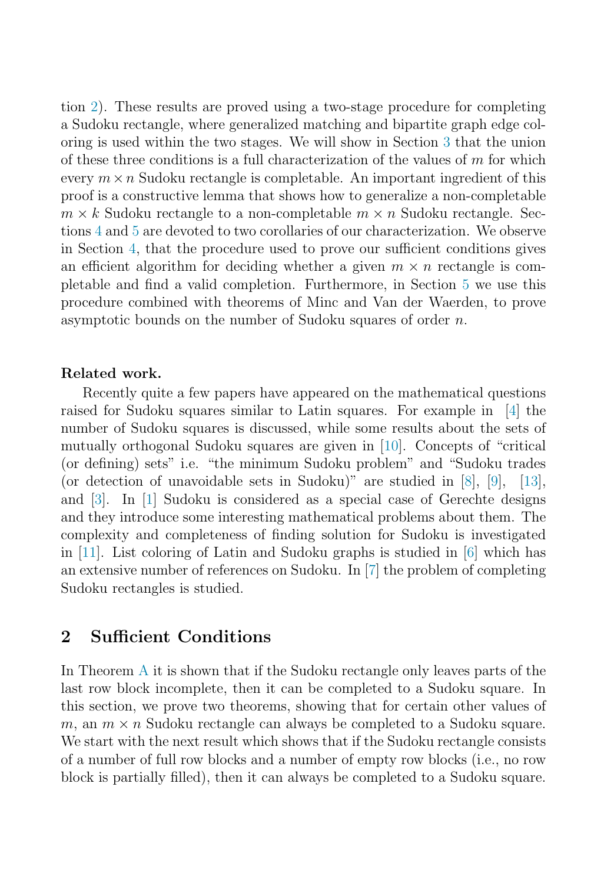tion 2). These results are proved using a two-stage procedure for completing a Sudoku rectangle, where generalized matching and bipartite graph edge coloring is used within the two stages. We will show in Section 3 that the union of these three conditions is a full characterization of the values of $m$ for which every $m \times n$ Sudoku rectangle is completable. An important ingredient of this proof is a constructive lemma that shows how to generalize a non-completable $m \times k$ Sudoku rectangle to a non-completable $m \times n$ Sudoku rectangle. Sections 4 and 5 are devoted to two corollaries of our characterization. We observe in Section 4, that the procedure used to prove our sufficient conditions gives an efficient algorithm for deciding whether a given $m \times n$ rectangle is completable and find a valid completion. Furthermore, in Section 5 we use this procedure combined with theorems of Minc and Van der Waerden, to prove asymptotic bounds on the number of Sudoku squares of order $n$.

**Related work.**

Recently quite a few papers have appeared on the mathematical questions raised for Sudoku squares similar to Latin squares. For example in [4] the number of Sudoku squares is discussed, while some results about the sets of mutually orthogonal Sudoku squares are given in [10]. Concepts of "critical (or defining) sets" i.e. "the minimum Sudoku problem" and "Sudoku trades (or detection of unavoidable sets in Sudoku)" are studied in [8], [9], [13], and [3]. In [1] Sudoku is considered as a special case of Gerechte designs and they introduce some interesting mathematical problems about them. The complexity and completeness of finding solution for Sudoku is investigated in [11]. List coloring of Latin and Sudoku graphs is studied in [6] which has an extensive number of references on Sudoku. In [7] the problem of completing Sudoku rectangles is studied.

## 2 Sufficient Conditions

In Theorem A it is shown that if the Sudoku rectangle only leaves parts of the last row block incomplete, then it can be completed to a Sudoku square. In this section, we prove two theorems, showing that for certain other values of $m$, an $m \times n$ Sudoku rectangle can always be completed to a Sudoku square. We start with the next result which shows that if the Sudoku rectangle consists of a number of full row blocks and a number of empty row blocks (i.e., no row block is partially filled), then it can always be completed to a Sudoku square.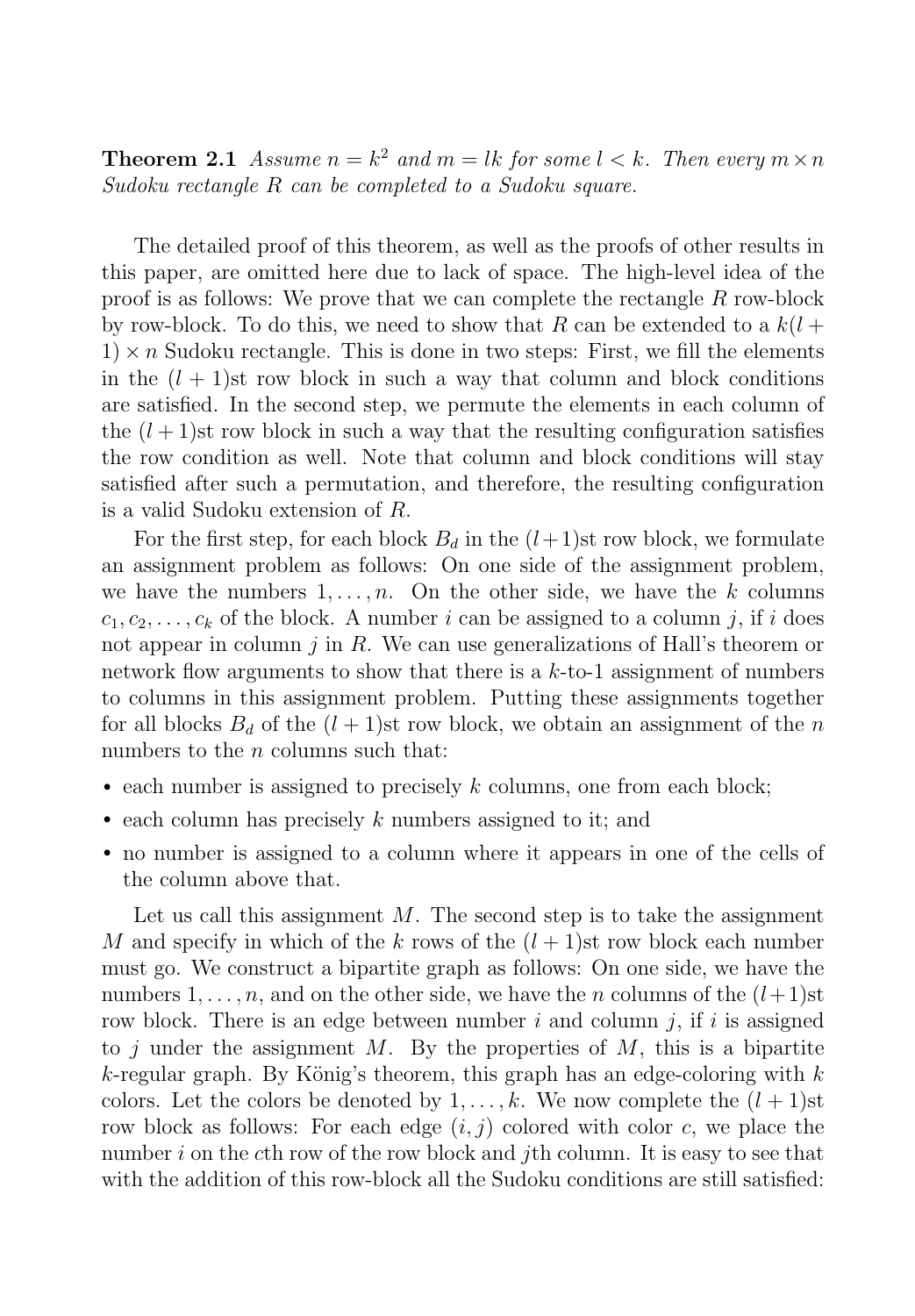**Theorem 2.1** *Assume $n = k^2$ and $m = lk$ for some $l < k$. Then every $m \times n$ Sudoku rectangle $R$ can be completed to a Sudoku square.*

The detailed proof of this theorem, as well as the proofs of other results in this paper, are omitted here due to lack of space. The high-level idea of the proof is as follows: We prove that we can complete the rectangle $R$ row-block by row-block. To do this, we need to show that $R$ can be extended to a $k(l+1) \times n$ Sudoku rectangle. This is done in two steps: First, we fill the elements in the $(l+1)$st row block in such a way that column and block conditions are satisfied. In the second step, we permute the elements in each column of the $(l+1)$st row block in such a way that the resulting configuration satisfies the row condition as well. Note that column and block conditions will stay satisfied after such a permutation, and therefore, the resulting configuration is a valid Sudoku extension of $R$.

For the first step, for each block $B_d$ in the $(l+1)$st row block, we formulate an assignment problem as follows: On one side of the assignment problem, we have the numbers $1, \ldots, n$. On the other side, we have the $k$ columns $c_1, c_2, \ldots, c_k$ of the block. A number $i$ can be assigned to a column $j$, if $i$ does not appear in column $j$ in $R$. We can use generalizations of Hall's theorem or network flow arguments to show that there is a $k$-to-1 assignment of numbers to columns in this assignment problem. Putting these assignments together for all blocks $B_d$ of the $(l+1)$st row block, we obtain an assignment of the $n$ numbers to the $n$ columns such that:

- each number is assigned to precisely $k$ columns, one from each block;
- each column has precisely $k$ numbers assigned to it; and
- no number is assigned to a column where it appears in one of the cells of the column above that.

Let us call this assignment $M$. The second step is to take the assignment $M$ and specify in which of the $k$ rows of the $(l+1)$st row block each number must go. We construct a bipartite graph as follows: On one side, we have the numbers $1, \ldots, n$, and on the other side, we have the $n$ columns of the $(l+1)$st row block. There is an edge between number $i$ and column $j$, if $i$ is assigned to $j$ under the assignment $M$. By the properties of $M$, this is a bipartite $k$-regular graph. By König's theorem, this graph has an edge-coloring with $k$ colors. Let the colors be denoted by $1, \ldots, k$. We now complete the $(l+1)$st row block as follows: For each edge $(i, j)$ colored with color $c$, we place the number $i$ on the $c$th row of the row block and $j$th column. It is easy to see that with the addition of this row-block all the Sudoku conditions are still satisfied: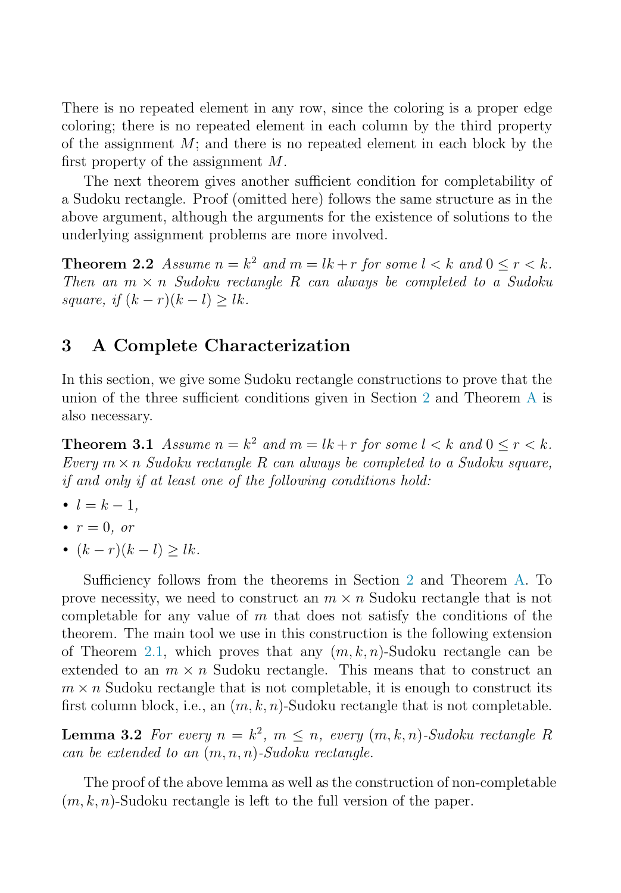There is no repeated element in any row, since the coloring is a proper edge coloring; there is no repeated element in each column by the third property of the assignment $M$; and there is no repeated element in each block by the first property of the assignment $M$.

The next theorem gives another sufficient condition for completability of a Sudoku rectangle. Proof (omitted here) follows the same structure as in the above argument, although the arguments for the existence of solutions to the underlying assignment problems are more involved.

**Theorem 2.2** *Assume $n = k^2$ and $m = lk + r$ for some $l < k$ and $0 \le r < k$. Then an $m \times n$ Sudoku rectangle $R$ can always be completed to a Sudoku square, if $(k - r)(k - l) \ge lk$.*

## 3 A Complete Characterization

In this section, we give some Sudoku rectangle constructions to prove that the union of the three sufficient conditions given in Section 2 and Theorem A is also necessary.

**Theorem 3.1** *Assume $n = k^2$ and $m = lk + r$ for some $l < k$ and $0 \le r < k$. Every $m \times n$ Sudoku rectangle $R$ can always be completed to a Sudoku square, if and only if at least one of the following conditions hold:*

- *$l = k - 1$,*
- *$r = 0$, or*
- *$(k - r)(k - l) \ge lk$.*

Sufficiency follows from the theorems in Section 2 and Theorem A. To prove necessity, we need to construct an $m \times n$ Sudoku rectangle that is not completable for any value of $m$ that does not satisfy the conditions of the theorem. The main tool we use in this construction is the following extension of Theorem 2.1, which proves that any $(m, k, n)$-Sudoku rectangle can be extended to an $m \times n$ Sudoku rectangle. This means that to construct an $m \times n$ Sudoku rectangle that is not completable, it is enough to construct its first column block, i.e., an $(m, k, n)$-Sudoku rectangle that is not completable.

**Lemma 3.2** *For every $n = k^2$, $m \le n$, every $(m, k, n)$-Sudoku rectangle $R$ can be extended to an $(m, n, n)$-Sudoku rectangle.*

The proof of the above lemma as well as the construction of non-completable $(m, k, n)$-Sudoku rectangle is left to the full version of the paper.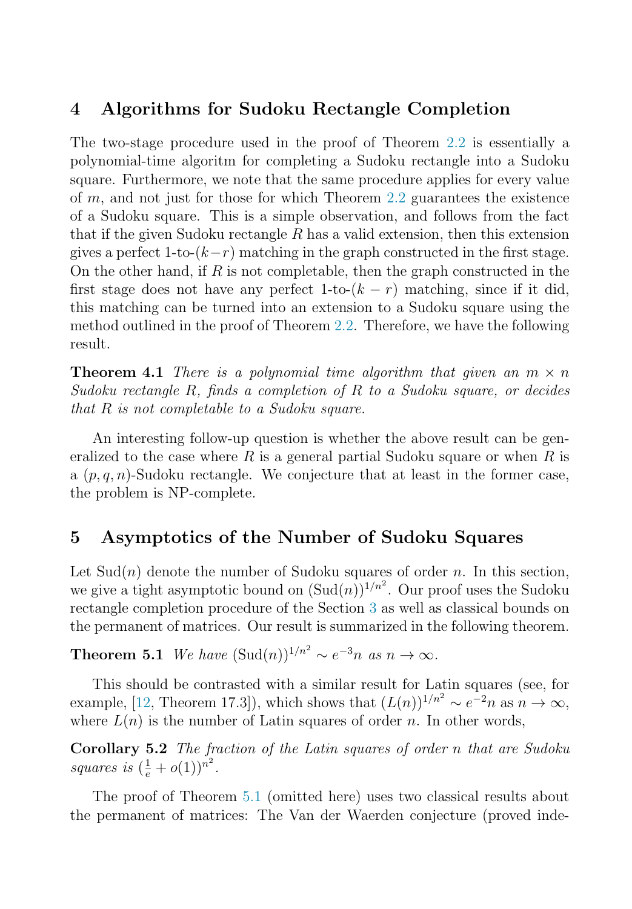## 4 Algorithms for Sudoku Rectangle Completion

The two-stage procedure used in the proof of Theorem 2.2 is essentially a polynomial-time algoritm for completing a Sudoku rectangle into a Sudoku square. Furthermore, we note that the same procedure applies for every value of $m$, and not just for those for which Theorem 2.2 guarantees the existence of a Sudoku square. This is a simple observation, and follows from the fact that if the given Sudoku rectangle $R$ has a valid extension, then this extension gives a perfect 1-to-$(k-r)$ matching in the graph constructed in the first stage. On the other hand, if $R$ is not completable, then the graph constructed in the first stage does not have any perfect 1-to-$(k-r)$ matching, since if it did, this matching can be turned into an extension to a Sudoku square using the method outlined in the proof of Theorem 2.2. Therefore, we have the following result.

**Theorem 4.1** *There is a polynomial time algorithm that given an $m \times n$ Sudoku rectangle $R$, finds a completion of $R$ to a Sudoku square, or decides that $R$ is not completable to a Sudoku square.*

An interesting follow-up question is whether the above result can be generalized to the case where $R$ is a general partial Sudoku square or when $R$ is a $(p, q, n)$-Sudoku rectangle. We conjecture that at least in the former case, the problem is NP-complete.

## 5 Asymptotics of the Number of Sudoku Squares

Let $\mathrm{Sud}(n)$ denote the number of Sudoku squares of order $n$. In this section, we give a tight asymptotic bound on $(\mathrm{Sud}(n))^{1/n^2}$. Our proof uses the Sudoku rectangle completion procedure of the Section 3 as well as classical bounds on the permanent of matrices. Our result is summarized in the following theorem.

**Theorem 5.1** *We have $(\mathrm{Sud}(n))^{1/n^2} \sim e^{-3}n$ as $n \to \infty$.*

This should be contrasted with a similar result for Latin squares (see, for example, [12, Theorem 17.3]), which shows that $(L(n))^{1/n^2} \sim e^{-2}n$ as $n \to \infty$, where $L(n)$ is the number of Latin squares of order $n$. In other words,

**Corollary 5.2** *The fraction of the Latin squares of order $n$ that are Sudoku squares is $(\frac{1}{e} + o(1))^{n^2}$.*

The proof of Theorem 5.1 (omitted here) uses two classical results about the permanent of matrices: The Van der Waerden conjecture (proved inde-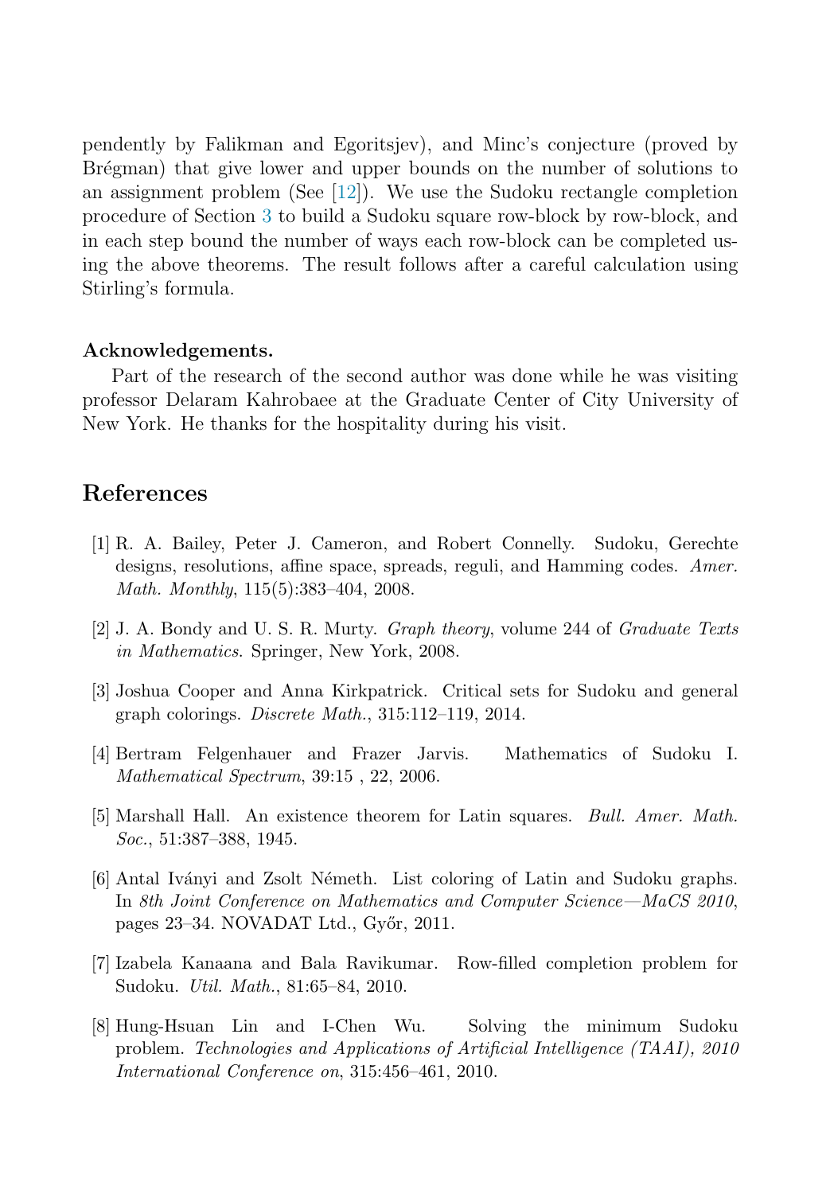pendently by Falikman and Egoritsjev), and Minc's conjecture (proved by Brégman) that give lower and upper bounds on the number of solutions to an assignment problem (See [12]). We use the Sudoku rectangle completion procedure of Section 3 to build a Sudoku square row-block by row-block, and in each step bound the number of ways each row-block can be completed using the above theorems. The result follows after a careful calculation using Stirling's formula.

**Acknowledgements.**

Part of the research of the second author was done while he was visiting professor Delaram Kahrobaee at the Graduate Center of City University of New York. He thanks for the hospitality during his visit.

## References

[1] R. A. Bailey, Peter J. Cameron, and Robert Connelly. Sudoku, Gerechte designs, resolutions, affine space, spreads, reguli, and Hamming codes. *Amer. Math. Monthly*, 115(5):383–404, 2008.

[2] J. A. Bondy and U. S. R. Murty. *Graph theory*, volume 244 of *Graduate Texts in Mathematics*. Springer, New York, 2008.

[3] Joshua Cooper and Anna Kirkpatrick. Critical sets for Sudoku and general graph colorings. *Discrete Math.*, 315:112–119, 2014.

[4] Bertram Felgenhauer and Frazer Jarvis. Mathematics of Sudoku I. *Mathematical Spectrum*, 39:15 , 22, 2006.

[5] Marshall Hall. An existence theorem for Latin squares. *Bull. Amer. Math. Soc.*, 51:387–388, 1945.

[6] Antal Iványi and Zsolt Németh. List coloring of Latin and Sudoku graphs. In *8th Joint Conference on Mathematics and Computer Science—MaCS 2010*, pages 23–34. NOVADAT Ltd., Győr, 2011.

[7] Izabela Kanaana and Bala Ravikumar. Row-filled completion problem for Sudoku. *Util. Math.*, 81:65–84, 2010.

[8] Hung-Hsuan Lin and I-Chen Wu. Solving the minimum Sudoku problem. *Technologies and Applications of Artificial Intelligence (TAAI), 2010 International Conference on*, 315:456–461, 2010.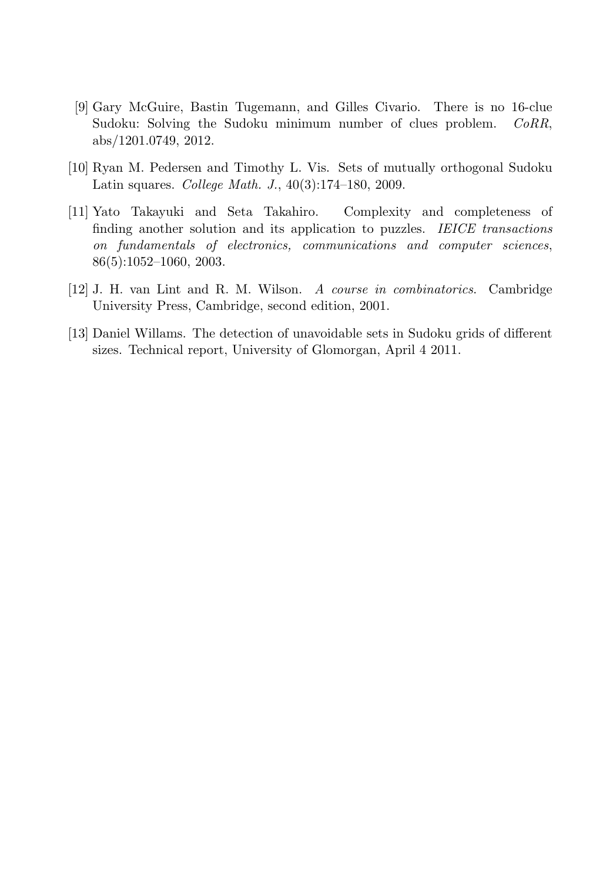[9] Gary McGuire, Bastin Tugemann, and Gilles Civario. There is no 16-clue Sudoku: Solving the Sudoku minimum number of clues problem. *CoRR*, abs/1201.0749, 2012.

[10] Ryan M. Pedersen and Timothy L. Vis. Sets of mutually orthogonal Sudoku Latin squares. *College Math. J.*, 40(3):174–180, 2009.

[11] Yato Takayuki and Seta Takahiro. Complexity and completeness of finding another solution and its application to puzzles. *IEICE transactions on fundamentals of electronics, communications and computer sciences*, 86(5):1052–1060, 2003.

[12] J. H. van Lint and R. M. Wilson. *A course in combinatorics*. Cambridge University Press, Cambridge, second edition, 2001.

[13] Daniel Willams. The detection of unavoidable sets in Sudoku grids of different sizes. Technical report, University of Glomorgan, April 4 2011.